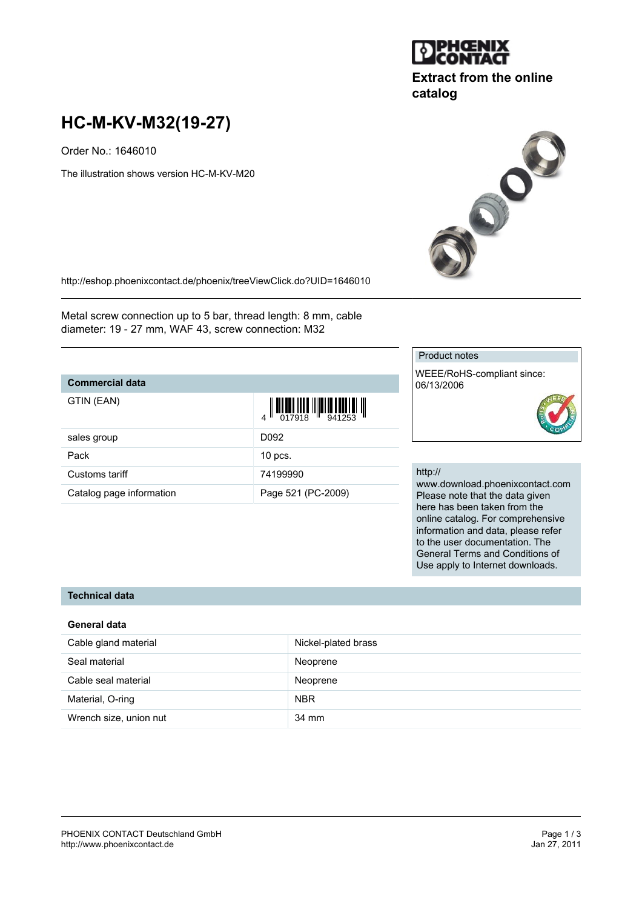# HC-M-KV-M32(19-27)

Extract from the online catalog

Order No.: 1646010

The illustration shows version HC-M-KV-M20

http://eshop.phoenixcontact.de/phoenix/treeViewClick.do?UID=1646010

Metal screw connection up to 5 bar, thread length: 8 mm, cable diameter: 19 - 27 mm, WAF 43, screw connection: M32

**Product notes**

WEEE/RoHS-compliant since: 06/13/2006

http://www.download.phoenixcontact.com
Please note that the data given here has been taken from the online catalog. For comprehensive information and data, please refer to the user documentation. The General Terms and Conditions of Use apply to Internet downloads.

## Commercial data

| | |
|---|---|
| GTIN (EAN) | 4 017918 941253 |
| sales group | D092 |
| Pack | 10 pcs. |
| Customs tariff | 74199990 |
| Catalog page information | Page 521 (PC-2009) |

## Technical data

### General data

| | |
|---|---|
| Cable gland material | Nickel-plated brass |
| Seal material | Neoprene |
| Cable seal material | Neoprene |
| Material, O-ring | NBR |
| Wrench size, union nut | 34 mm |

PHOENIX CONTACT Deutschland GmbH
http://www.phoenixcontact.de

Jan 27, 2011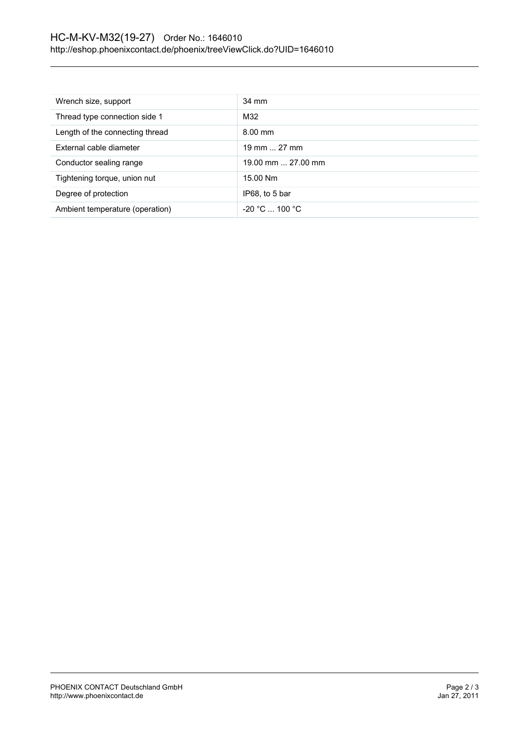| Wrench size, support | 34 mm |
| --- | --- |
| Thread type connection side 1 | M32 |
| Length of the connecting thread | 8.00 mm |
| External cable diameter | 19 mm ... 27 mm |
| Conductor sealing range | 19.00 mm ... 27.00 mm |
| Tightening torque, union nut | 15.00 Nm |
| Degree of protection | IP68, to 5 bar |
| Ambient temperature (operation) | -20 °C ... 100 °C |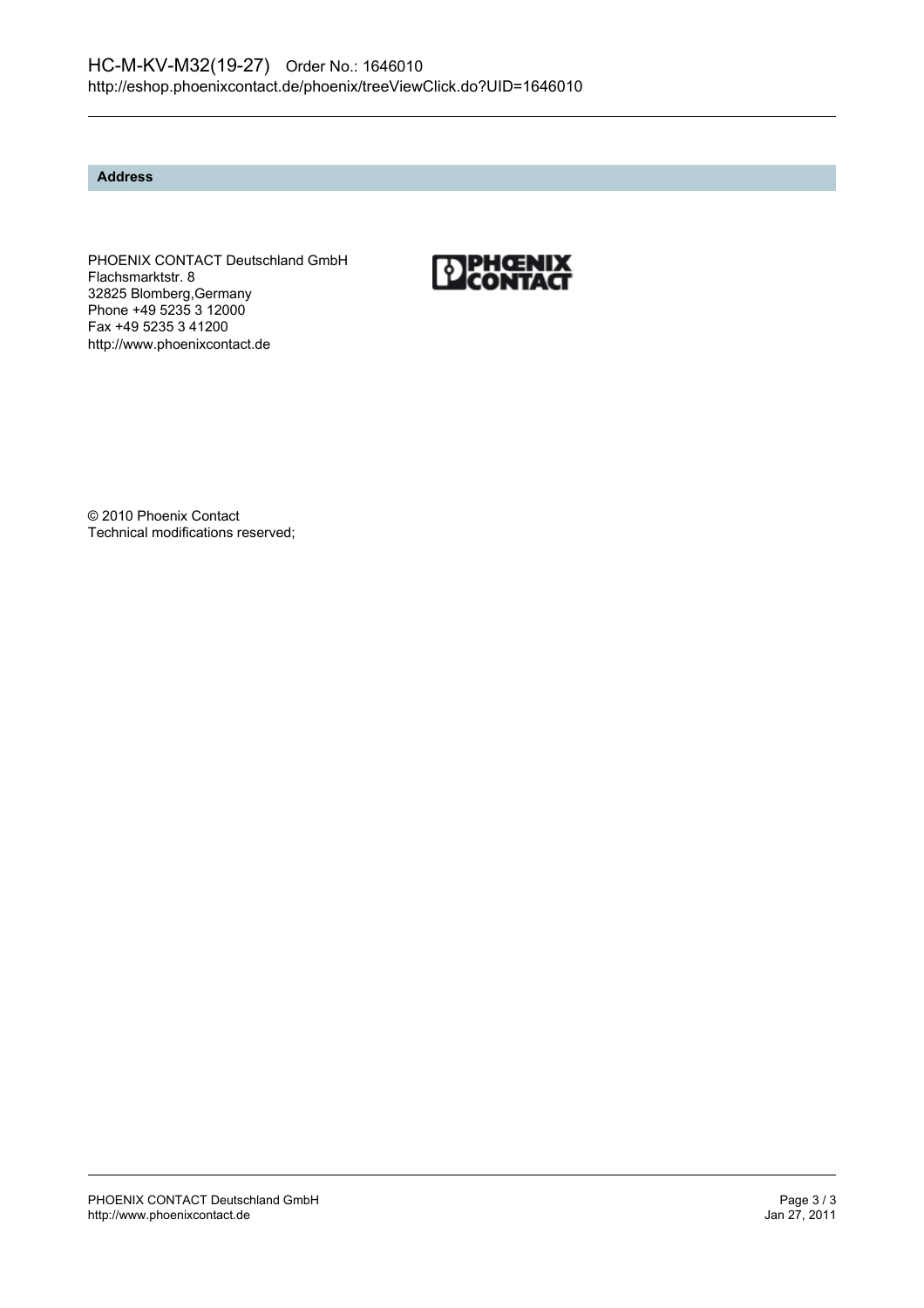## Address

PHOENIX CONTACT Deutschland GmbH
Flachsmarktstr. 8
32825 Blomberg,Germany
Phone +49 5235 3 12000
Fax +49 5235 3 41200
http://www.phoenixcontact.de

© 2010 Phoenix Contact
Technical modifications reserved;